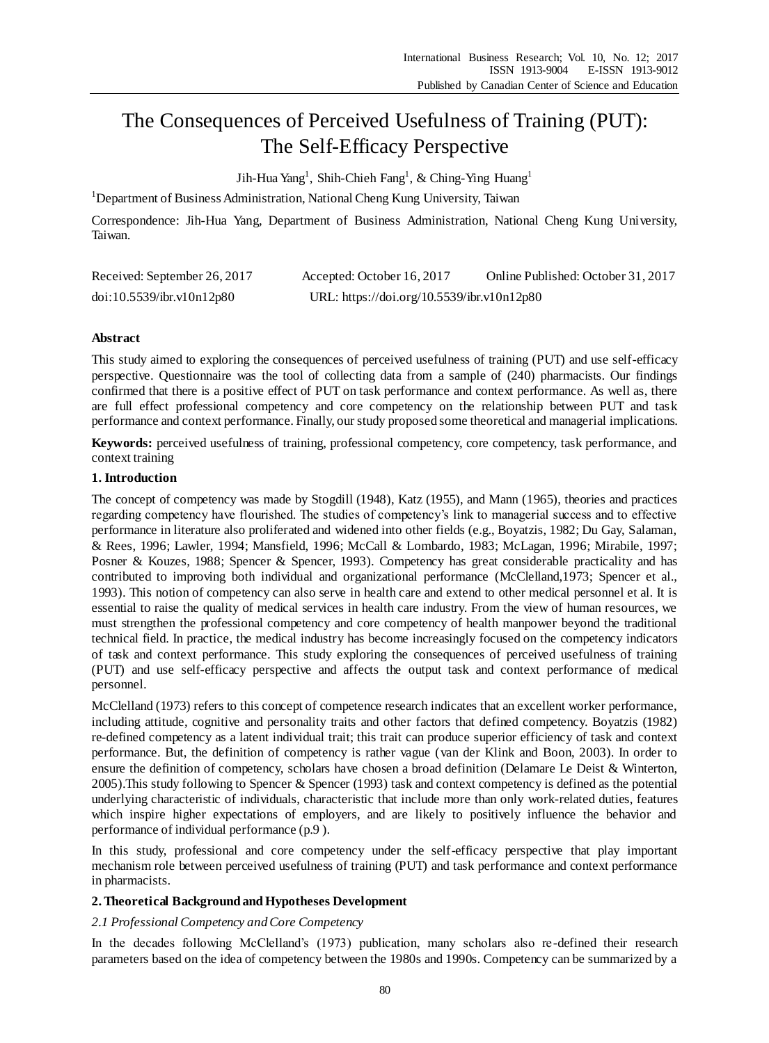# The Consequences of Perceived Usefulness of Training (PUT): The Self-Efficacy Perspective

Jih-Hua Yang[1], Shih-Chieh Fang[1], & Ching-Ying Huang[1]

[1]Department of Business Administration, National Cheng Kung University, Taiwan

Correspondence: Jih-Hua Yang, Department of Business Administration, National Cheng Kung University, Taiwan.

Received: September 26, 2017 Accepted: October 16, 2017 Online Published: October 31, 2017

doi:10.5539/ibr.v10n12p80 URL: https://doi.org/10.5539/ibr.v10n12p80

## Abstract

This study aimed to exploring the consequences of perceived usefulness of training (PUT) and use self-efficacy perspective. Questionnaire was the tool of collecting data from a sample of (240) pharmacists. Our findings confirmed that there is a positive effect of PUT on task performance and context performance. As well as, there are full effect professional competency and core competency on the relationship between PUT and task performance and context performance. Finally, our study proposed some theoretical and managerial implications.

**Keywords:** perceived usefulness of training, professional competency, core competency, task performance, and context training

## 1. Introduction

The concept of competency was made by Stogdill (1948), Katz (1955), and Mann (1965), theories and practices regarding competency have flourished. The studies of competency's link to managerial success and to effective performance in literature also proliferated and widened into other fields (e.g., Boyatzis, 1982; Du Gay, Salaman, & Rees, 1996; Lawler, 1994; Mansfield, 1996; McCall & Lombardo, 1983; McLagan, 1996; Mirabile, 1997; Posner & Kouzes, 1988; Spencer & Spencer, 1993). Competency has great considerable practicality and has contributed to improving both individual and organizational performance (McClelland,1973; Spencer et al., 1993). This notion of competency can also serve in health care and extend to other medical personnel et al. It is essential to raise the quality of medical services in health care industry. From the view of human resources, we must strengthen the professional competency and core competency of health manpower beyond the traditional technical field. In practice, the medical industry has become increasingly focused on the competency indicators of task and context performance. This study exploring the consequences of perceived usefulness of training (PUT) and use self-efficacy perspective and affects the output task and context performance of medical personnel.

McClelland (1973) refers to this concept of competence research indicates that an excellent worker performance, including attitude, cognitive and personality traits and other factors that defined competency. Boyatzis (1982) re-defined competency as a latent individual trait; this trait can produce superior efficiency of task and context performance. But, the definition of competency is rather vague (van der Klink and Boon, 2003). In order to ensure the definition of competency, scholars have chosen a broad definition (Delamare Le Deist & Winterton, 2005).This study following to Spencer & Spencer (1993) task and context competency is defined as the potential underlying characteristic of individuals, characteristic that include more than only work-related duties, features which inspire higher expectations of employers, and are likely to positively influence the behavior and performance of individual performance (p.9 ).

In this study, professional and core competency under the self-efficacy perspective that play important mechanism role between perceived usefulness of training (PUT) and task performance and context performance in pharmacists.

## 2. Theoretical Background and Hypotheses Development

### *2.1 Professional Competency and Core Competency*

In the decades following McClelland's (1973) publication, many scholars also re-defined their research parameters based on the idea of competency between the 1980s and 1990s. Competency can be summarized by a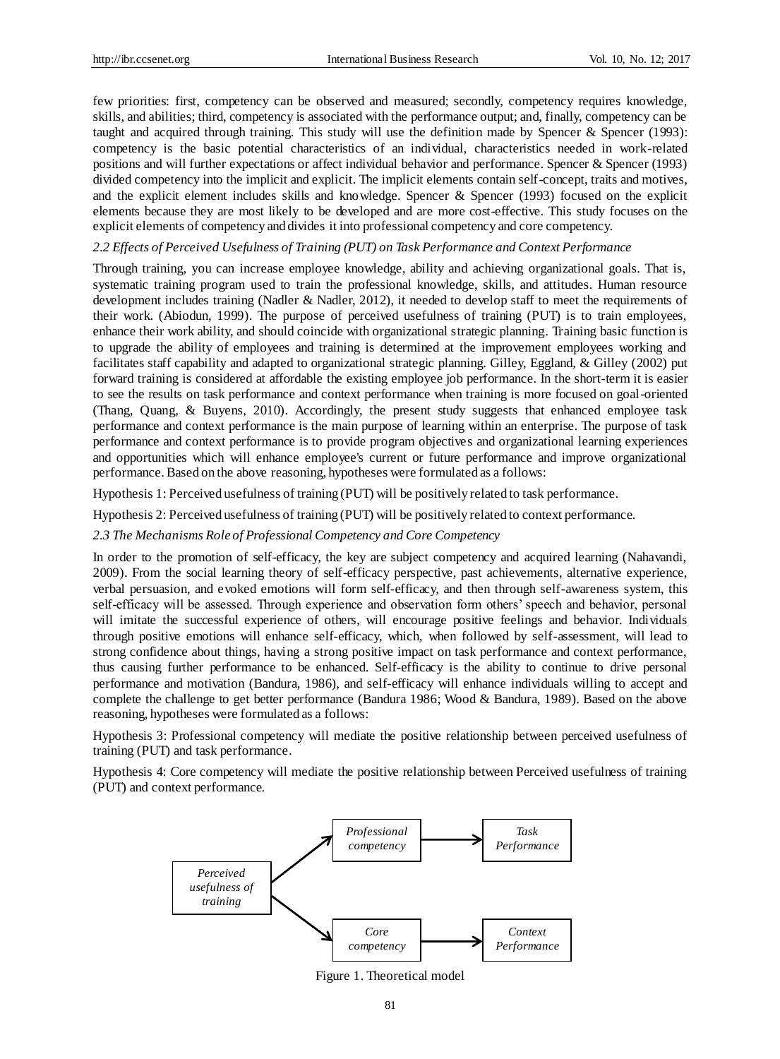few priorities: first, competency can be observed and measured; secondly, competency requires knowledge, skills, and abilities; third, competency is associated with the performance output; and, finally, competency can be taught and acquired through training. This study will use the definition made by Spencer & Spencer (1993): competency is the basic potential characteristics of an individual, characteristics needed in work-related positions and will further expectations or affect individual behavior and performance. Spencer & Spencer (1993) divided competency into the implicit and explicit. The implicit elements contain self-concept, traits and motives, and the explicit element includes skills and knowledge. Spencer & Spencer (1993) focused on the explicit elements because they are most likely to be developed and are more cost-effective. This study focuses on the explicit elements of competency and divides it into professional competency and core competency.

### *2.2 Effects of Perceived Usefulness of Training (PUT) on Task Performance and Context Performance*

Through training, you can increase employee knowledge, ability and achieving organizational goals. That is, systematic training program used to train the professional knowledge, skills, and attitudes. Human resource development includes training (Nadler & Nadler, 2012), it needed to develop staff to meet the requirements of their work. (Abiodun, 1999). The purpose of perceived usefulness of training (PUT) is to train employees, enhance their work ability, and should coincide with organizational strategic planning. Training basic function is to upgrade the ability of employees and training is determined at the improvement employees working and facilitates staff capability and adapted to organizational strategic planning. Gilley, Eggland, & Gilley (2002) put forward training is considered at affordable the existing employee job performance. In the short-term it is easier to see the results on task performance and context performance when training is more focused on goal-oriented (Thang, Quang, & Buyens, 2010). Accordingly, the present study suggests that enhanced employee task performance and context performance is the main purpose of learning within an enterprise. The purpose of task performance and context performance is to provide program objectives and organizational learning experiences and opportunities which will enhance employee's current or future performance and improve organizational performance. Based on the above reasoning, hypotheses were formulated as a follows:

Hypothesis 1: Perceived usefulness of training (PUT) will be positively related to task performance.

Hypothesis 2: Perceived usefulness of training (PUT) will be positively related to context performance.

### *2.3 The Mechanisms Role of Professional Competency and Core Competency*

In order to the promotion of self-efficacy, the key are subject competency and acquired learning (Nahavandi, 2009). From the social learning theory of self-efficacy perspective, past achievements, alternative experience, verbal persuasion, and evoked emotions will form self-efficacy, and then through self-awareness system, this self-efficacy will be assessed. Through experience and observation form others' speech and behavior, personal will imitate the successful experience of others, will encourage positive feelings and behavior. Individuals through positive emotions will enhance self-efficacy, which, when followed by self-assessment, will lead to strong confidence about things, having a strong positive impact on task performance and context performance, thus causing further performance to be enhanced. Self-efficacy is the ability to continue to drive personal performance and motivation (Bandura, 1986), and self-efficacy will enhance individuals willing to accept and complete the challenge to get better performance (Bandura 1986; Wood & Bandura, 1989). Based on the above reasoning, hypotheses were formulated as a follows:

Hypothesis 3: Professional competency will mediate the positive relationship between perceived usefulness of training (PUT) and task performance.

Hypothesis 4: Core competency will mediate the positive relationship between Perceived usefulness of training (PUT) and context performance.

*Perceived usefulness of training* → *Professional competency* → *Task Performance*

*Perceived usefulness of training* → *Core competency* → *Context Performance*

Figure 1. Theoretical model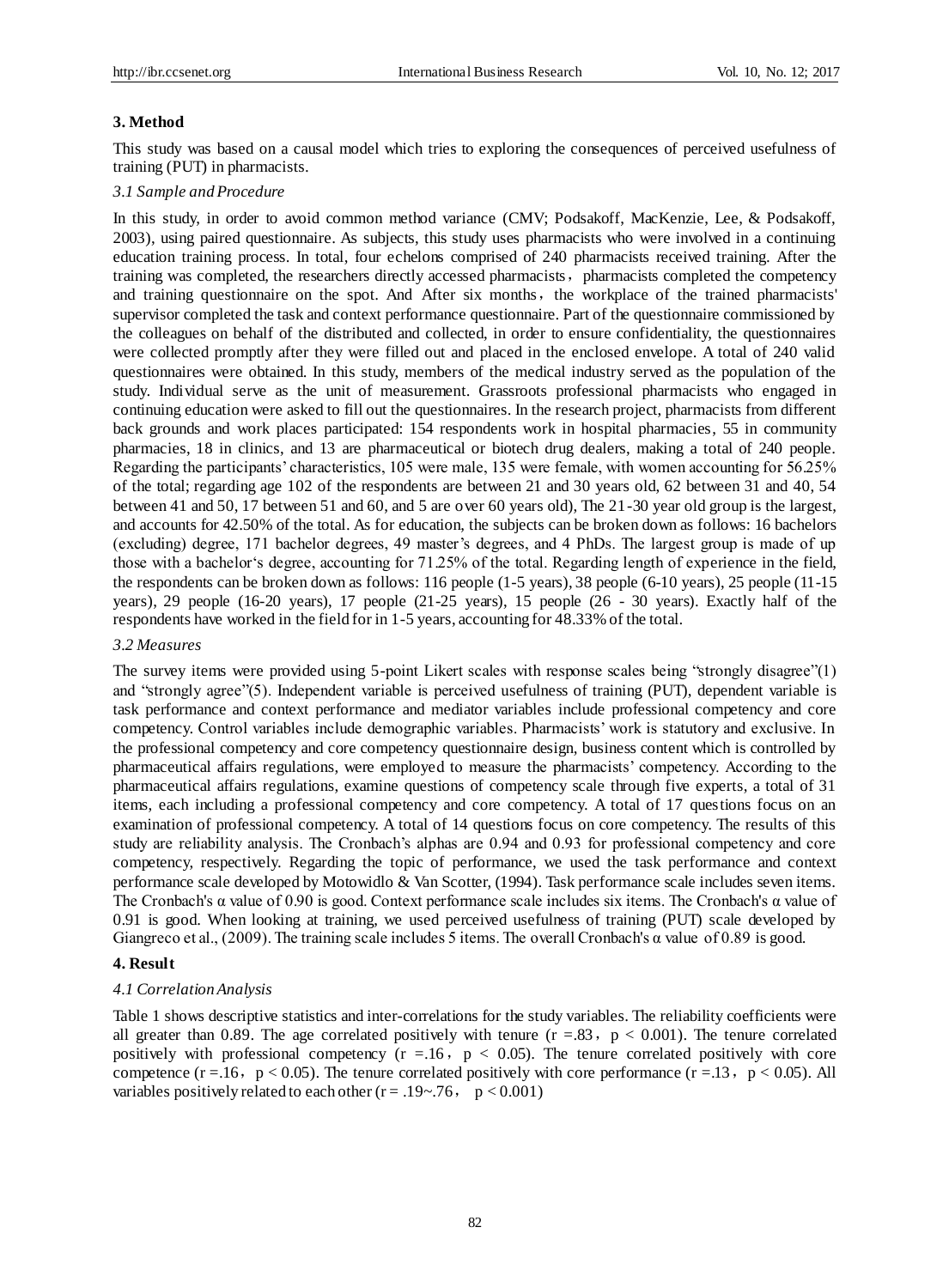## 3. Method

This study was based on a causal model which tries to exploring the consequences of perceived usefulness of training (PUT) in pharmacists.

### *3.1 Sample and Procedure*

In this study, in order to avoid common method variance (CMV; Podsakoff, MacKenzie, Lee, & Podsakoff, 2003), using paired questionnaire. As subjects, this study uses pharmacists who were involved in a continuing education training process. In total, four echelons comprised of 240 pharmacists received training. After the training was completed, the researchers directly accessed pharmacists，pharmacists completed the competency and training questionnaire on the spot. And After six months，the workplace of the trained pharmacists' supervisor completed the task and context performance questionnaire. Part of the questionnaire commissioned by the colleagues on behalf of the distributed and collected, in order to ensure confidentiality, the questionnaires were collected promptly after they were filled out and placed in the enclosed envelope. A total of 240 valid questionnaires were obtained. In this study, members of the medical industry served as the population of the study. Individual serve as the unit of measurement. Grassroots professional pharmacists who engaged in continuing education were asked to fill out the questionnaires. In the research project, pharmacists from different back grounds and work places participated: 154 respondents work in hospital pharmacies, 55 in community pharmacies, 18 in clinics, and 13 are pharmaceutical or biotech drug dealers, making a total of 240 people. Regarding the participants' characteristics, 105 were male, 135 were female, with women accounting for 56.25% of the total; regarding age 102 of the respondents are between 21 and 30 years old, 62 between 31 and 40, 54 between 41 and 50, 17 between 51 and 60, and 5 are over 60 years old), The 21-30 year old group is the largest, and accounts for 42.50% of the total. As for education, the subjects can be broken down as follows: 16 bachelors (excluding) degree, 171 bachelor degrees, 49 master's degrees, and 4 PhDs. The largest group is made of up those with a bachelor's degree, accounting for 71.25% of the total. Regarding length of experience in the field, the respondents can be broken down as follows: 116 people (1-5 years), 38 people (6-10 years), 25 people (11-15 years), 29 people (16-20 years), 17 people (21-25 years), 15 people (26 - 30 years). Exactly half of the respondents have worked in the field for in 1-5 years, accounting for 48.33% of the total.

### *3.2 Measures*

The survey items were provided using 5-point Likert scales with response scales being "strongly disagree"(1) and "strongly agree"(5). Independent variable is perceived usefulness of training (PUT), dependent variable is task performance and context performance and mediator variables include professional competency and core competency. Control variables include demographic variables. Pharmacists' work is statutory and exclusive. In the professional competency and core competency questionnaire design, business content which is controlled by pharmaceutical affairs regulations, were employed to measure the pharmacists' competency. According to the pharmaceutical affairs regulations, examine questions of competency scale through five experts, a total of 31 items, each including a professional competency and core competency. A total of 17 questions focus on an examination of professional competency. A total of 14 questions focus on core competency. The results of this study are reliability analysis. The Cronbach's alphas are 0.94 and 0.93 for professional competency and core competency, respectively. Regarding the topic of performance, we used the task performance and context performance scale developed by Motowidlo & Van Scotter, (1994). Task performance scale includes seven items. The Cronbach's α value of 0.90 is good. Context performance scale includes six items. The Cronbach's α value of 0.91 is good. When looking at training, we used perceived usefulness of training (PUT) scale developed by Giangreco et al., (2009). The training scale includes 5 items. The overall Cronbach's α value of 0.89 is good.

## 4. Result

### *4.1 Correlation Analysis*

Table 1 shows descriptive statistics and inter-correlations for the study variables. The reliability coefficients were all greater than 0.89. The age correlated positively with tenure ($r = .83$, $p < 0.001$). The tenure correlated positively with professional competency ($r = .16$, $p < 0.05$). The tenure correlated positively with core competence ($r = .16$, $p < 0.05$). The tenure correlated positively with core performance ($r = .13$, $p < 0.05$). All variables positively related to each other ($r = .19 \sim .76$, $p < 0.001$)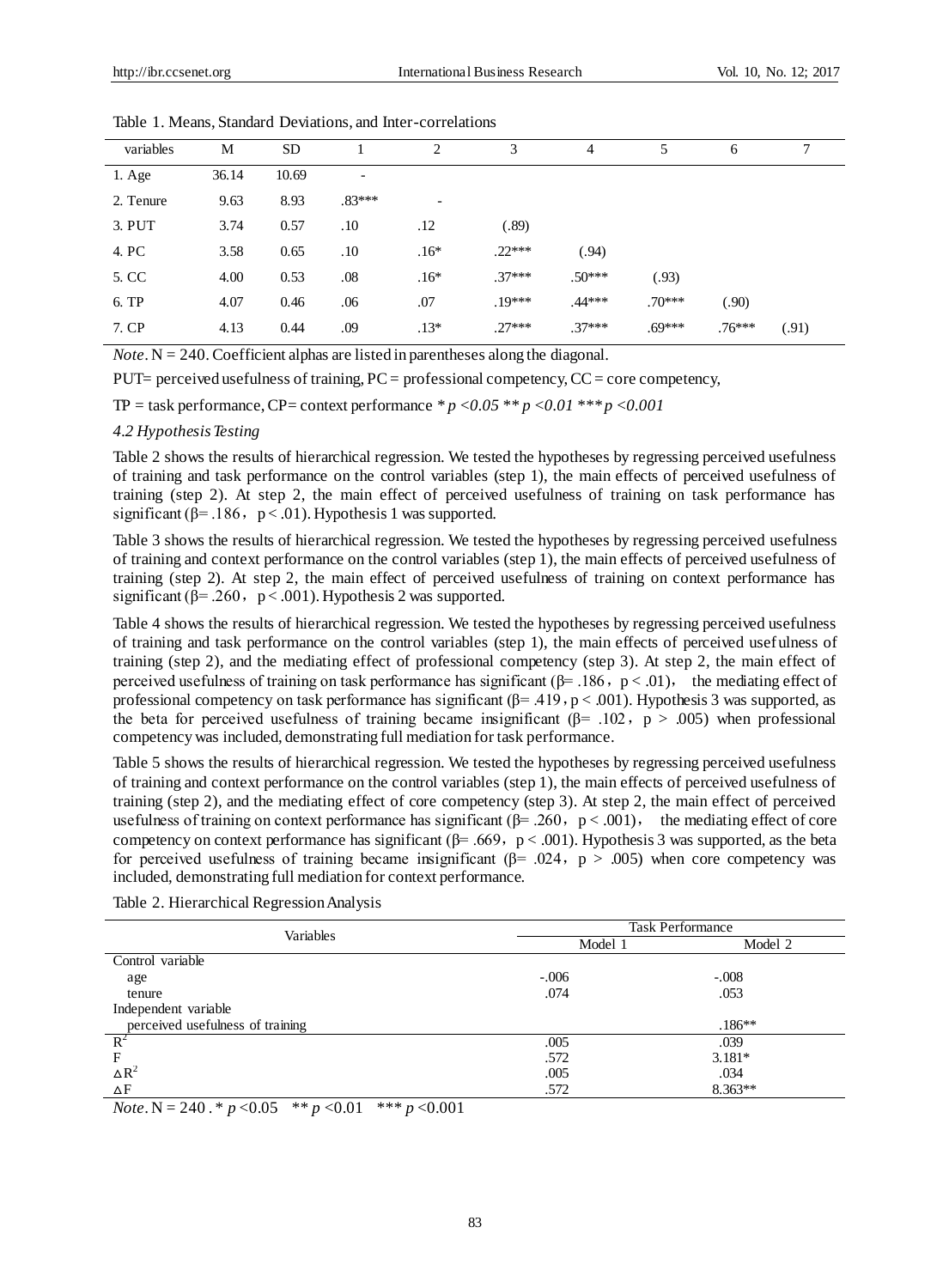Table 1. Means, Standard Deviations, and Inter-correlations

| variables | M | SD | 1 | 2 | 3 | 4 | 5 | 6 | 7 |
|---|---|---|---|---|---|---|---|---|---|
| 1. Age | 36.14 | 10.69 | - | | | | | | |
| 2. Tenure | 9.63 | 8.93 | .83*** | - | | | | | |
| 3. PUT | 3.74 | 0.57 | .10 | .12 | (.89) | | | | |
| 4. PC | 3.58 | 0.65 | .10 | .16* | .22*** | (.94) | | | |
| 5. CC | 4.00 | 0.53 | .08 | .16* | .37*** | .50*** | (.93) | | |
| 6. TP | 4.07 | 0.46 | .06 | .07 | .19*** | .44*** | .70*** | (.90) | |
| 7. CP | 4.13 | 0.44 | .09 | .13* | .27*** | .37*** | .69*** | .76*** | (.91) |

*Note*. N = 240. Coefficient alphas are listed in parentheses along the diagonal.

PUT= perceived usefulness of training, PC = professional competency, CC = core competency,

TP = task performance, CP= context performance * $p < 0.05$ ** $p < 0.01$ *** $p < 0.001$

### 4.2 Hypothesis Testing

Table 2 shows the results of hierarchical regression. We tested the hypotheses by regressing perceived usefulness of training and task performance on the control variables (step 1), the main effects of perceived usefulness of training (step 2). At step 2, the main effect of perceived usefulness of training on task performance has significant ($\beta = .186$, $p < .01$). Hypothesis 1 was supported.

Table 3 shows the results of hierarchical regression. We tested the hypotheses by regressing perceived usefulness of training and context performance on the control variables (step 1), the main effects of perceived usefulness of training (step 2). At step 2, the main effect of perceived usefulness of training on context performance has significant ($\beta = .260$, $p < .001$). Hypothesis 2 was supported.

Table 4 shows the results of hierarchical regression. We tested the hypotheses by regressing perceived usefulness of training and task performance on the control variables (step 1), the main effects of perceived usefulness of training (step 2), and the mediating effect of professional competency (step 3). At step 2, the main effect of perceived usefulness of training on task performance has significant ($\beta = .186$, $p < .01$), the mediating effect of professional competency on task performance has significant ($\beta = .419$, $p < .001$). Hypothesis 3 was supported, as the beta for perceived usefulness of training became insignificant ($\beta = .102$, $p > .005$) when professional competency was included, demonstrating full mediation for task performance.

Table 5 shows the results of hierarchical regression. We tested the hypotheses by regressing perceived usefulness of training and context performance on the control variables (step 1), the main effects of perceived usefulness of training (step 2), and the mediating effect of core competency (step 3). At step 2, the main effect of perceived usefulness of training on context performance has significant ($\beta = .260$, $p < .001$), the mediating effect of core competency on context performance has significant ($\beta = .669$, $p < .001$). Hypothesis 3 was supported, as the beta for perceived usefulness of training became insignificant ($\beta = .024$, $p > .005$) when core competency was included, demonstrating full mediation for context performance.

Table 2. Hierarchical Regression Analysis

| Variables | Task Performance | |
|---|---|---|
| | Model 1 | Model 2 |
| Control variable | | |
| age | -.006 | -.008 |
| tenure | .074 | .053 |
| Independent variable | | |
| perceived usefulness of training | | .186** |
| $R^2$ | .005 | .039 |
| F | .572 | 3.181* |
| $\Delta R^2$ | .005 | .034 |
| $\Delta F$ | .572 | 8.363** |

*Note*. N = 240 . * $p < 0.05$ ** $p < 0.01$ *** $p < 0.001$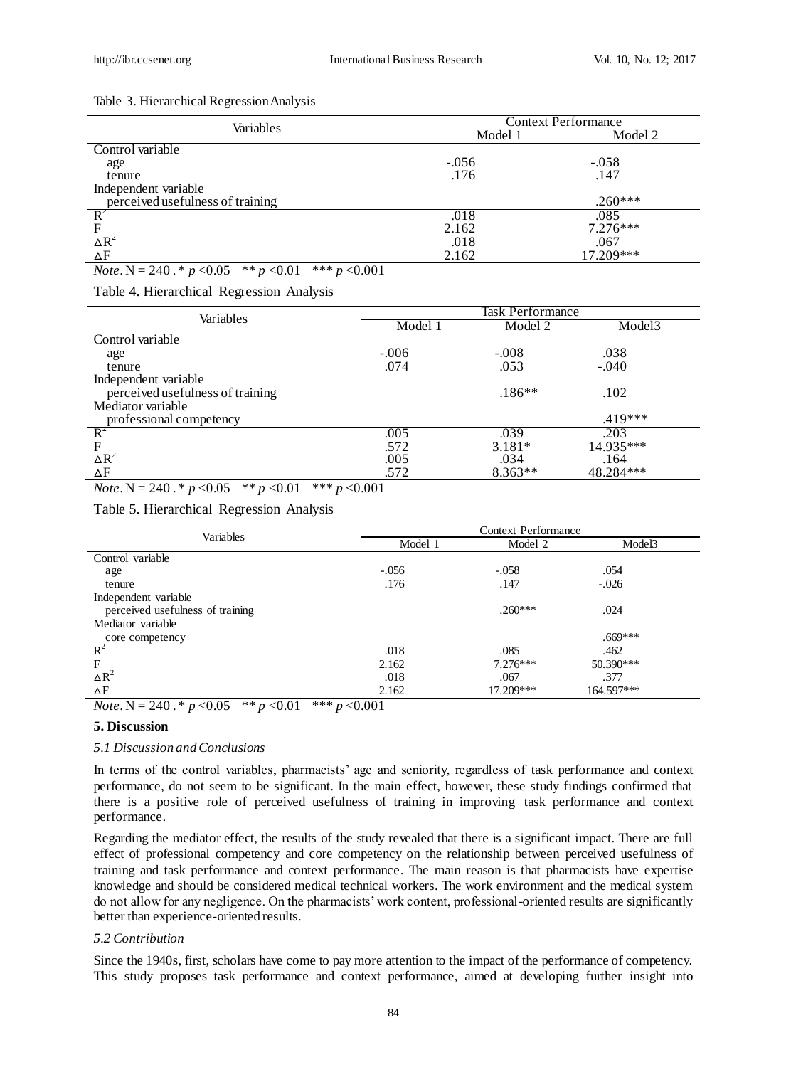Table 3. Hierarchical Regression Analysis

| Variables | Context Performance | |
|---|---|---|
| | Model 1 | Model 2 |
| Control variable | | |
| age | -.056 | -.058 |
| tenure | .176 | .147 |
| Independent variable | | |
| perceived usefulness of training | | .260*** |
| $R^2$ | .018 | .085 |
| F | 2.162 | 7.276*** |
| $\Delta R^2$ | .018 | .067 |
| $\Delta F$ | 2.162 | 17.209*** |

*Note*. N = 240 . * $p < 0.05$ ** $p < 0.01$ *** $p < 0.001$

Table 4. Hierarchical Regression Analysis

| Variables | Task Performance | | |
|---|---|---|---|
| | Model 1 | Model 2 | Model3 |
| Control variable | | | |
| age | -.006 | -.008 | .038 |
| tenure | .074 | .053 | -.040 |
| Independent variable | | | |
| perceived usefulness of training | | .186** | .102 |
| Mediator variable | | | |
| professional competency | | | .419*** |
| $R^2$ | .005 | .039 | .203 |
| F | .572 | 3.181* | 14.935*** |
| $\Delta R^2$ | .005 | .034 | .164 |
| $\Delta F$ | .572 | 8.363** | 48.284*** |

*Note*. N = 240 . * $p < 0.05$ ** $p < 0.01$ *** $p < 0.001$

Table 5. Hierarchical Regression Analysis

| Variables | Context Performance | | |
|---|---|---|---|
| | Model 1 | Model 2 | Model3 |
| Control variable | | | |
| age | -.056 | -.058 | .054 |
| tenure | .176 | .147 | -.026 |
| Independent variable | | | |
| perceived usefulness of training | | .260*** | .024 |
| Mediator variable | | | |
| core competency | | | .669*** |
| $R^2$ | .018 | .085 | .462 |
| F | 2.162 | 7.276*** | 50.390*** |
| $\Delta R^2$ | .018 | .067 | .377 |
| $\Delta F$ | 2.162 | 17.209*** | 164.597*** |

*Note*. N = 240 . * $p < 0.05$ ** $p < 0.01$ *** $p < 0.001$

## 5. Discussion

### *5.1 Discussion and Conclusions*

In terms of the control variables, pharmacists' age and seniority, regardless of task performance and context performance, do not seem to be significant. In the main effect, however, these study findings confirmed that there is a positive role of perceived usefulness of training in improving task performance and context performance.

Regarding the mediator effect, the results of the study revealed that there is a significant impact. There are full effect of professional competency and core competency on the relationship between perceived usefulness of training and task performance and context performance. The main reason is that pharmacists have expertise knowledge and should be considered medical technical workers. The work environment and the medical system do not allow for any negligence. On the pharmacists' work content, professional-oriented results are significantly better than experience-oriented results.

### *5.2 Contribution*

Since the 1940s, first, scholars have come to pay more attention to the impact of the performance of competency. This study proposes task performance and context performance, aimed at developing further insight into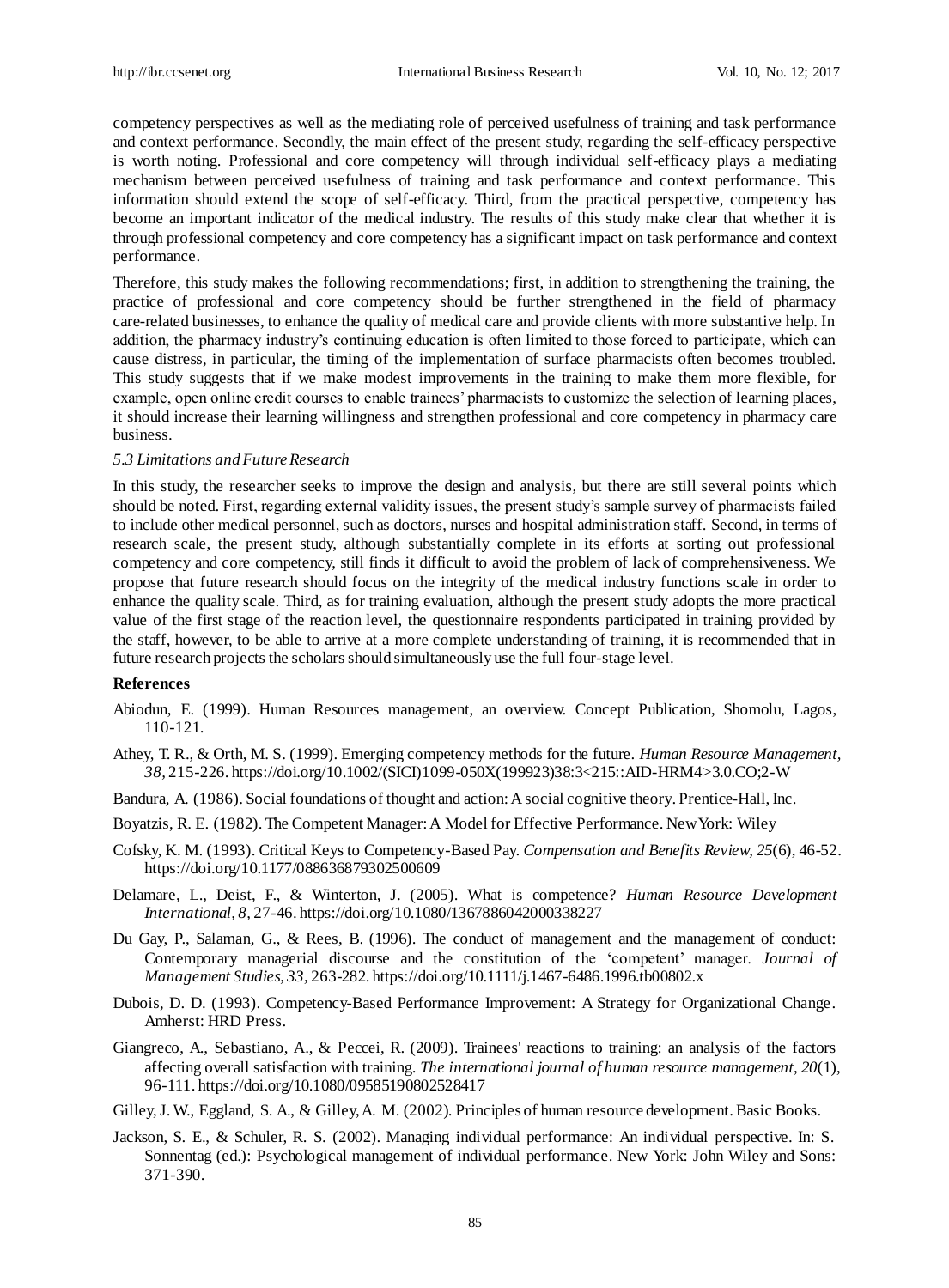competency perspectives as well as the mediating role of perceived usefulness of training and task performance and context performance. Secondly, the main effect of the present study, regarding the self-efficacy perspective is worth noting. Professional and core competency will through individual self-efficacy plays a mediating mechanism between perceived usefulness of training and task performance and context performance. This information should extend the scope of self-efficacy. Third, from the practical perspective, competency has become an important indicator of the medical industry. The results of this study make clear that whether it is through professional competency and core competency has a significant impact on task performance and context performance.

Therefore, this study makes the following recommendations; first, in addition to strengthening the training, the practice of professional and core competency should be further strengthened in the field of pharmacy care-related businesses, to enhance the quality of medical care and provide clients with more substantive help. In addition, the pharmacy industry's continuing education is often limited to those forced to participate, which can cause distress, in particular, the timing of the implementation of surface pharmacists often becomes troubled. This study suggests that if we make modest improvements in the training to make them more flexible, for example, open online credit courses to enable trainees' pharmacists to customize the selection of learning places, it should increase their learning willingness and strengthen professional and core competency in pharmacy care business.

### *5.3 Limitations and Future Research*

In this study, the researcher seeks to improve the design and analysis, but there are still several points which should be noted. First, regarding external validity issues, the present study's sample survey of pharmacists failed to include other medical personnel, such as doctors, nurses and hospital administration staff. Second, in terms of research scale, the present study, although substantially complete in its efforts at sorting out professional competency and core competency, still finds it difficult to avoid the problem of lack of comprehensiveness. We propose that future research should focus on the integrity of the medical industry functions scale in order to enhance the quality scale. Third, as for training evaluation, although the present study adopts the more practical value of the first stage of the reaction level, the questionnaire respondents participated in training provided by the staff, however, to be able to arrive at a more complete understanding of training, it is recommended that in future research projects the scholars should simultaneously use the full four-stage level.

## **References**

Abiodun, E. (1999). Human Resources management, an overview. Concept Publication, Shomolu, Lagos, 110-121.

Athey, T. R., & Orth, M. S. (1999). Emerging competency methods for the future. *Human Resource Management, 38*, 215-226. https://doi.org/10.1002/(SICI)1099-050X(199923)38:3<215::AID-HRM4>3.0.CO;2-W

Bandura, A. (1986). Social foundations of thought and action: A social cognitive theory. Prentice-Hall, Inc.

Boyatzis, R. E. (1982). The Competent Manager: A Model for Effective Performance. New York: Wiley

Cofsky, K. M. (1993). Critical Keys to Competency-Based Pay. *Compensation and Benefits Review, 25*(6), 46-52. https://doi.org/10.1177/088636879302500609

Delamare, L., Deist, F., & Winterton, J. (2005). What is competence? *Human Resource Development International, 8*, 27-46. https://doi.org/10.1080/1367886042000338227

Du Gay, P., Salaman, G., & Rees, B. (1996). The conduct of management and the management of conduct: Contemporary managerial discourse and the constitution of the 'competent' manager. *Journal of Management Studies, 33*, 263-282. https://doi.org/10.1111/j.1467-6486.1996.tb00802.x

Dubois, D. D. (1993). Competency-Based Performance Improvement: A Strategy for Organizational Change. Amherst: HRD Press.

Giangreco, A., Sebastiano, A., & Peccei, R. (2009). Trainees' reactions to training: an analysis of the factors affecting overall satisfaction with training. *The international journal of human resource management, 20*(1), 96-111. https://doi.org/10.1080/09585190802528417

Gilley, J. W., Eggland, S. A., & Gilley, A. M. (2002). Principles of human resource development. Basic Books.

Jackson, S. E., & Schuler, R. S. (2002). Managing individual performance: An individual perspective. In: S. Sonnentag (ed.): Psychological management of individual performance. New York: John Wiley and Sons: 371-390.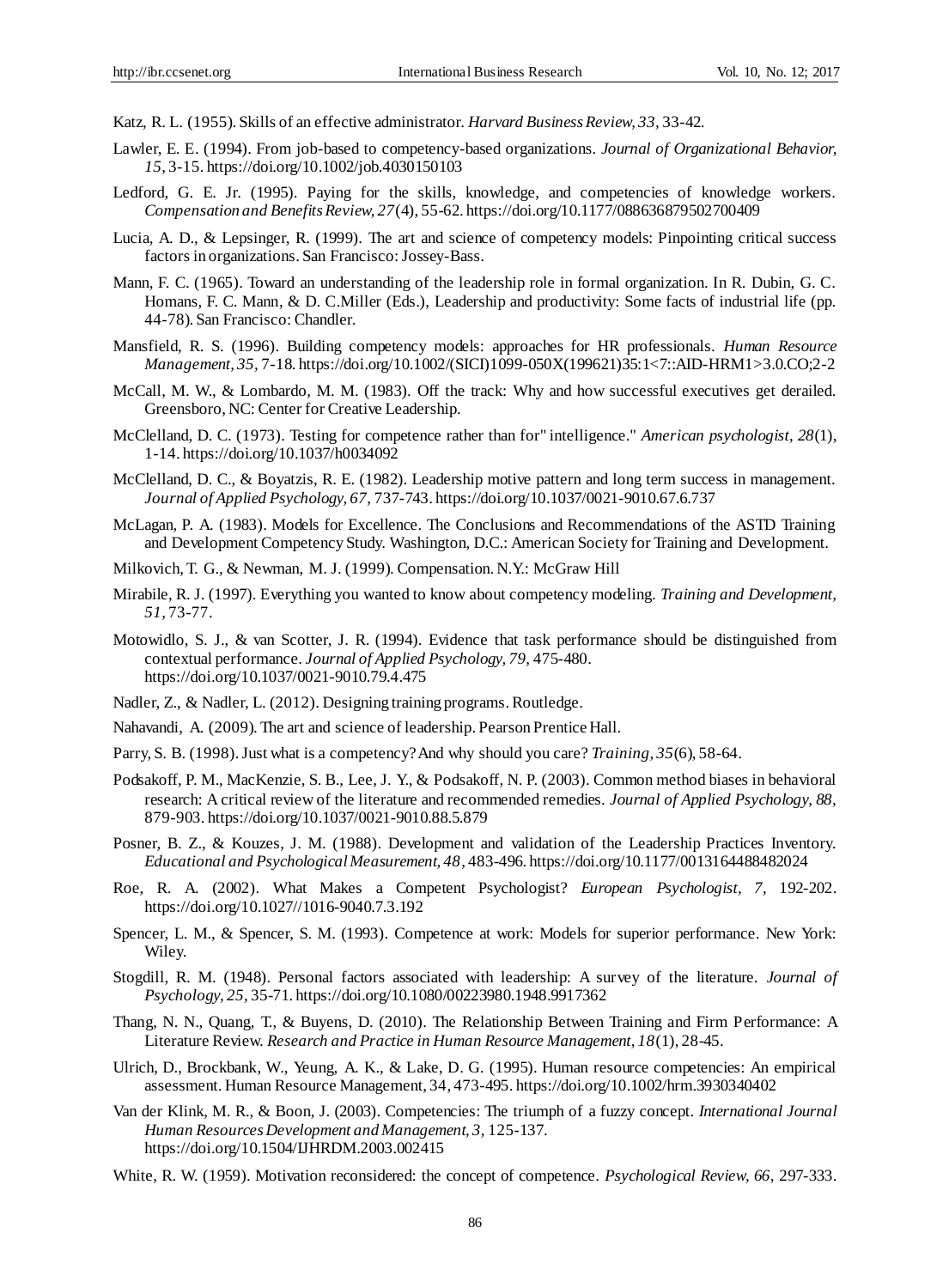Katz, R. L. (1955). Skills of an effective administrator. *Harvard Business Review, 33*, 33-42.

Lawler, E. E. (1994). From job-based to competency-based organizations. *Journal of Organizational Behavior, 15*, 3-15. https://doi.org/10.1002/job.4030150103

Ledford, G. E. Jr. (1995). Paying for the skills, knowledge, and competencies of knowledge workers. *Compensation and Benefits Review, 27*(4), 55-62. https://doi.org/10.1177/088636879502700409

Lucia, A. D., & Lepsinger, R. (1999). The art and science of competency models: Pinpointing critical success factors in organizations. San Francisco: Jossey-Bass.

Mann, F. C. (1965). Toward an understanding of the leadership role in formal organization. In R. Dubin, G. C. Homans, F. C. Mann, & D. C.Miller (Eds.), Leadership and productivity: Some facts of industrial life (pp. 44-78). San Francisco: Chandler.

Mansfield, R. S. (1996). Building competency models: approaches for HR professionals. *Human Resource Management, 35*, 7-18. https://doi.org/10.1002/(SICI)1099-050X(199621)35:1<7::AID-HRM1>3.0.CO;2-2

McCall, M. W., & Lombardo, M. M. (1983). Off the track: Why and how successful executives get derailed. Greensboro, NC: Center for Creative Leadership.

McClelland, D. C. (1973). Testing for competence rather than for" intelligence." *American psychologist, 28*(1), 1-14. https://doi.org/10.1037/h0034092

McClelland, D. C., & Boyatzis, R. E. (1982). Leadership motive pattern and long term success in management. *Journal of Applied Psychology, 67*, 737-743. https://doi.org/10.1037/0021-9010.67.6.737

McLagan, P. A. (1983). Models for Excellence. The Conclusions and Recommendations of the ASTD Training and Development Competency Study. Washington, D.C.: American Society for Training and Development.

Milkovich, T. G., & Newman, M. J. (1999). Compensation. N.Y.: McGraw Hill

Mirabile, R. J. (1997). Everything you wanted to know about competency modeling. *Training and Development, 51*, 73-77.

Motowidlo, S. J., & van Scotter, J. R. (1994). Evidence that task performance should be distinguished from contextual performance. *Journal of Applied Psychology, 79*, 475-480. https://doi.org/10.1037/0021-9010.79.4.475

Nadler, Z., & Nadler, L. (2012). Designing training programs. Routledge.

Nahavandi, A. (2009). The art and science of leadership. Pearson Prentice Hall.

Parry, S. B. (1998). Just what is a competency? And why should you care? *Training, 35*(6), 58-64.

Podsakoff, P. M., MacKenzie, S. B., Lee, J. Y., & Podsakoff, N. P. (2003). Common method biases in behavioral research: A critical review of the literature and recommended remedies. *Journal of Applied Psychology, 88*, 879-903. https://doi.org/10.1037/0021-9010.88.5.879

Posner, B. Z., & Kouzes, J. M. (1988). Development and validation of the Leadership Practices Inventory. *Educational and Psychological Measurement, 48*, 483-496. https://doi.org/10.1177/0013164488482024

Roe, R. A. (2002). What Makes a Competent Psychologist? *European Psychologist, 7*, 192-202. https://doi.org/10.1027//1016-9040.7.3.192

Spencer, L. M., & Spencer, S. M. (1993). Competence at work: Models for superior performance. New York: Wiley.

Stogdill, R. M. (1948). Personal factors associated with leadership: A survey of the literature. *Journal of Psychology, 25*, 35-71. https://doi.org/10.1080/00223980.1948.9917362

Thang, N. N., Quang, T., & Buyens, D. (2010). The Relationship Between Training and Firm Performance: A Literature Review. *Research and Practice in Human Resource Management, 18*(1), 28-45.

Ulrich, D., Brockbank, W., Yeung, A. K., & Lake, D. G. (1995). Human resource competencies: An empirical assessment. Human Resource Management, 34, 473-495. https://doi.org/10.1002/hrm.3930340402

Van der Klink, M. R., & Boon, J. (2003). Competencies: The triumph of a fuzzy concept. *International Journal Human Resources Development and Management, 3*, 125-137. https://doi.org/10.1504/IJHRDM.2003.002415

White, R. W. (1959). Motivation reconsidered: the concept of competence. *Psychological Review, 66*, 297-333.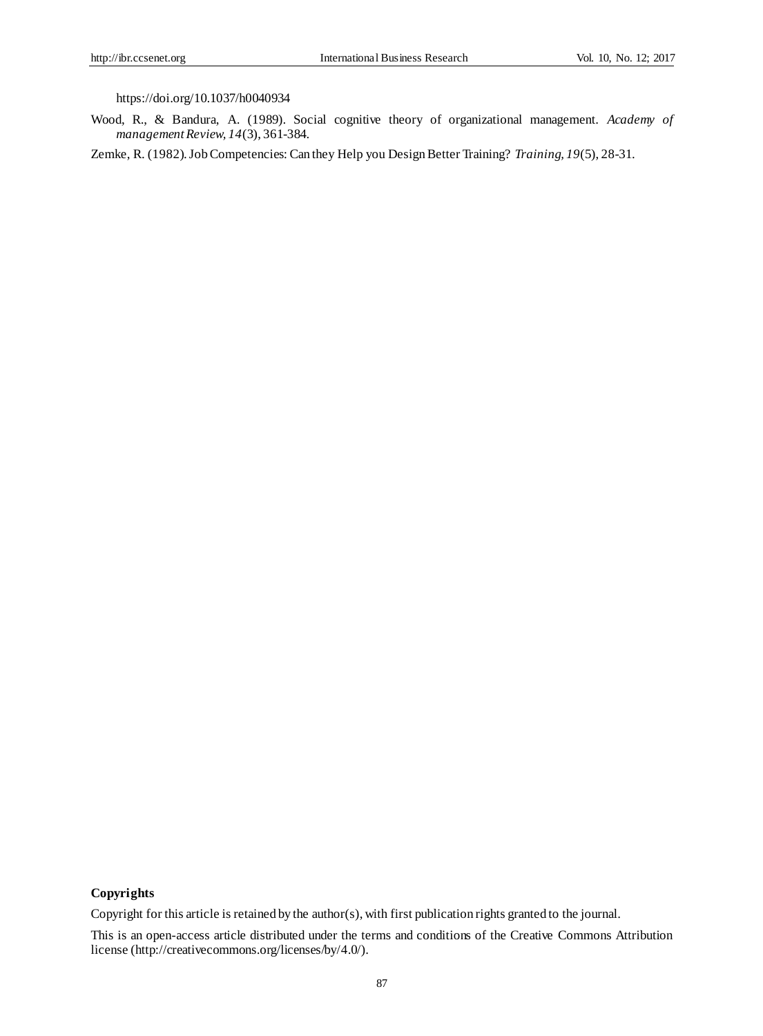https://doi.org/10.1037/h0040934

Wood, R., & Bandura, A. (1989). Social cognitive theory of organizational management. *Academy of management Review, 14*(3), 361-384.

Zemke, R. (1982). Job Competencies: Can they Help you Design Better Training? *Training, 19*(5), 28-31.

**Copyrights**

Copyright for this article is retained by the author(s), with first publication rights granted to the journal.

This is an open-access article distributed under the terms and conditions of the Creative Commons Attribution license (http://creativecommons.org/licenses/by/4.0/).